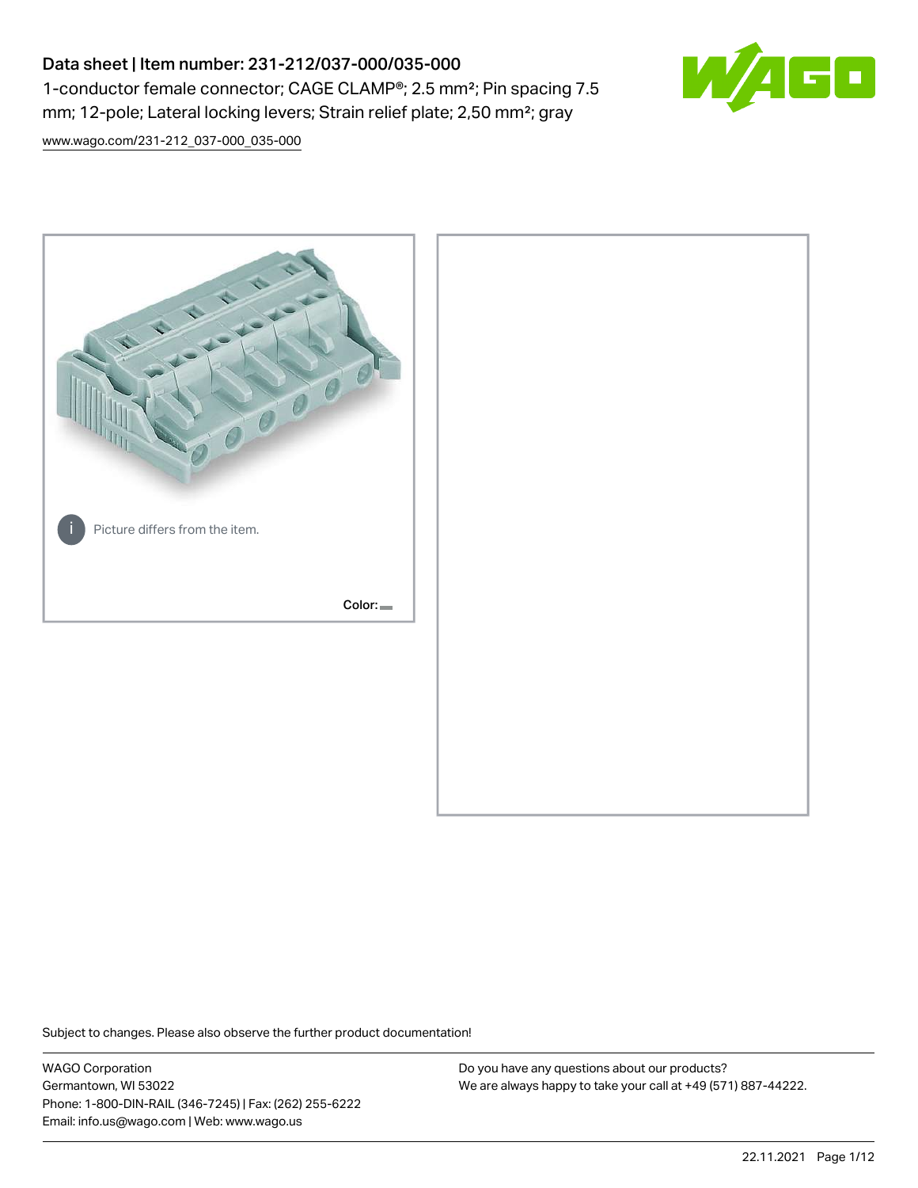# Data sheet | Item number: 231-212/037-000/035-000

1-conductor female connector; CAGE CLAMP®; 2.5 mm²; Pin spacing 7.5 mm; 12-pole; Lateral locking levers; Strain relief plate; 2,50 mm²; gray

www.wago.com/231-212_037-000_035-000

Picture differs from the item.

Color:

Subject to changes. Please also observe the further product documentation!

WAGO Corporation
Germantown, WI 53022
Phone: 1-800-DIN-RAIL (346-7245) | Fax: (262) 255-6222
Email: info.us@wago.com | Web: www.wago.us

Do you have any questions about our products?
We are always happy to take your call at +49 (571) 887-44222.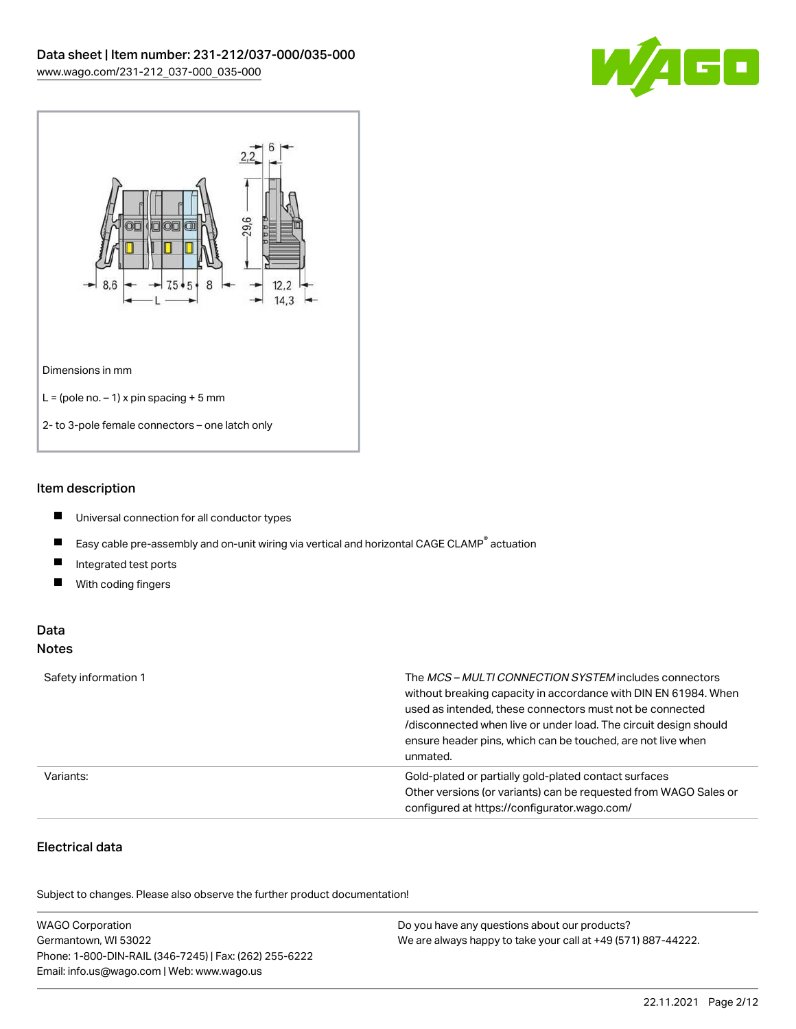Dimensions in mm

L = (pole no. – 1) x pin spacing + 5 mm

2- to 3-pole female connectors – one latch only

## Item description

- Universal connection for all conductor types
- Easy cable pre-assembly and on-unit wiring via vertical and horizontal CAGE CLAMP® actuation
- Integrated test ports
- With coding fingers

## Data

### Notes

| | |
|---|---|
| Safety information 1 | The *MCS – MULTI CONNECTION SYSTEM* includes connectors without breaking capacity in accordance with DIN EN 61984. When used as intended, these connectors must not be connected /disconnected when live or under load. The circuit design should ensure header pins, which can be touched, are not live when unmated. |
| Variants: | Gold-plated or partially gold-plated contact surfaces<br>Other versions (or variants) can be requested from WAGO Sales or configured at https://configurator.wago.com/ |

### Electrical data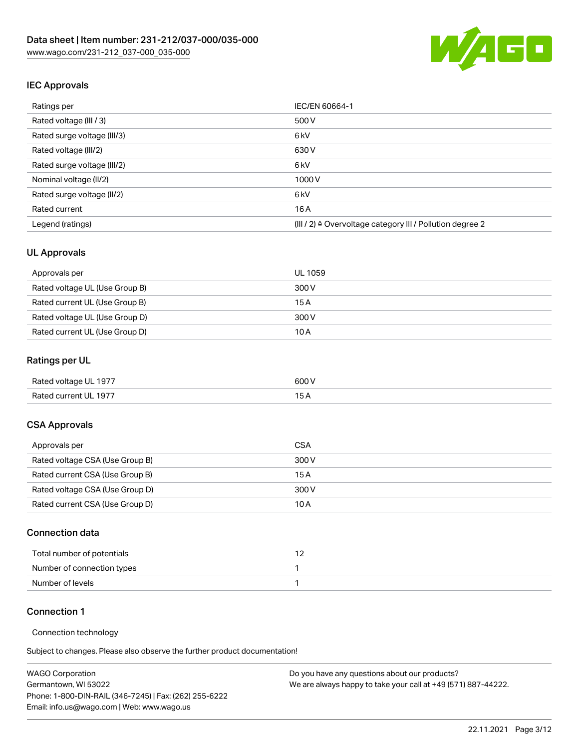## IEC Approvals

| Ratings per | IEC/EN 60664-1 |
| --- | --- |
| Rated voltage (III / 3) | 500 V |
| Rated surge voltage (III/3) | 6 kV |
| Rated voltage (III/2) | 630 V |
| Rated surge voltage (III/2) | 6 kV |
| Nominal voltage (II/2) | 1000 V |
| Rated surge voltage (II/2) | 6 kV |
| Rated current | 16 A |
| Legend (ratings) | (III / 2) ≙ Overvoltage category III / Pollution degree 2 |

## UL Approvals

| Approvals per | UL 1059 |
| --- | --- |
| Rated voltage UL (Use Group B) | 300 V |
| Rated current UL (Use Group B) | 15 A |
| Rated voltage UL (Use Group D) | 300 V |
| Rated current UL (Use Group D) | 10 A |

## Ratings per UL

| Rated voltage UL 1977 | 600 V |
| --- | --- |
| Rated current UL 1977 | 15 A |

## CSA Approvals

| Approvals per | CSA |
| --- | --- |
| Rated voltage CSA (Use Group B) | 300 V |
| Rated current CSA (Use Group B) | 15 A |
| Rated voltage CSA (Use Group D) | 300 V |
| Rated current CSA (Use Group D) | 10 A |

## Connection data

| Total number of potentials | 12 |
| --- | --- |
| Number of connection types | 1 |
| Number of levels | 1 |

## Connection 1

Connection technology

Subject to changes. Please also observe the further product documentation!

WAGO Corporation
Germantown, WI 53022
Phone: 1-800-DIN-RAIL (346-7245) | Fax: (262) 255-6222
Email: info.us@wago.com | Web: www.wago.us

Do you have any questions about our products?
We are always happy to take your call at +49 (571) 887-44222.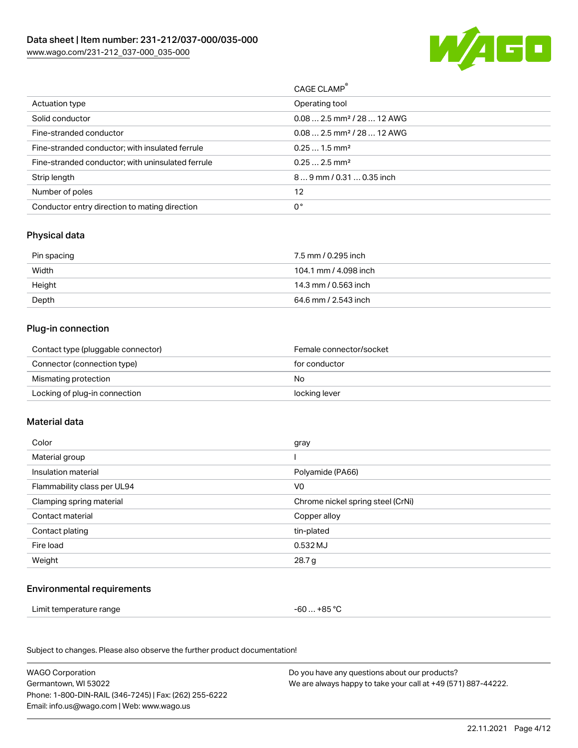| | CAGE CLAMP® |
|---|---|
| Actuation type | Operating tool |
| Solid conductor | 0.08 … 2.5 mm² / 28 … 12 AWG |
| Fine-stranded conductor | 0.08 … 2.5 mm² / 28 … 12 AWG |
| Fine-stranded conductor; with insulated ferrule | 0.25 … 1.5 mm² |
| Fine-stranded conductor; with uninsulated ferrule | 0.25 … 2.5 mm² |
| Strip length | 8 … 9 mm / 0.31 … 0.35 inch |
| Number of poles | 12 |
| Conductor entry direction to mating direction | 0 ° |

## Physical data

| | |
|---|---|
| Pin spacing | 7.5 mm / 0.295 inch |
| Width | 104.1 mm / 4.098 inch |
| Height | 14.3 mm / 0.563 inch |
| Depth | 64.6 mm / 2.543 inch |

## Plug-in connection

| | |
|---|---|
| Contact type (pluggable connector) | Female connector/socket |
| Connector (connection type) | for conductor |
| Mismating protection | No |
| Locking of plug-in connection | locking lever |

## Material data

| | |
|---|---|
| Color | gray |
| Material group | I |
| Insulation material | Polyamide (PA66) |
| Flammability class per UL94 | V0 |
| Clamping spring material | Chrome nickel spring steel (CrNi) |
| Contact material | Copper alloy |
| Contact plating | tin-plated |
| Fire load | 0.532 MJ |
| Weight | 28.7 g |

## Environmental requirements

| | |
|---|---|
| Limit temperature range | -60 … +85 °C |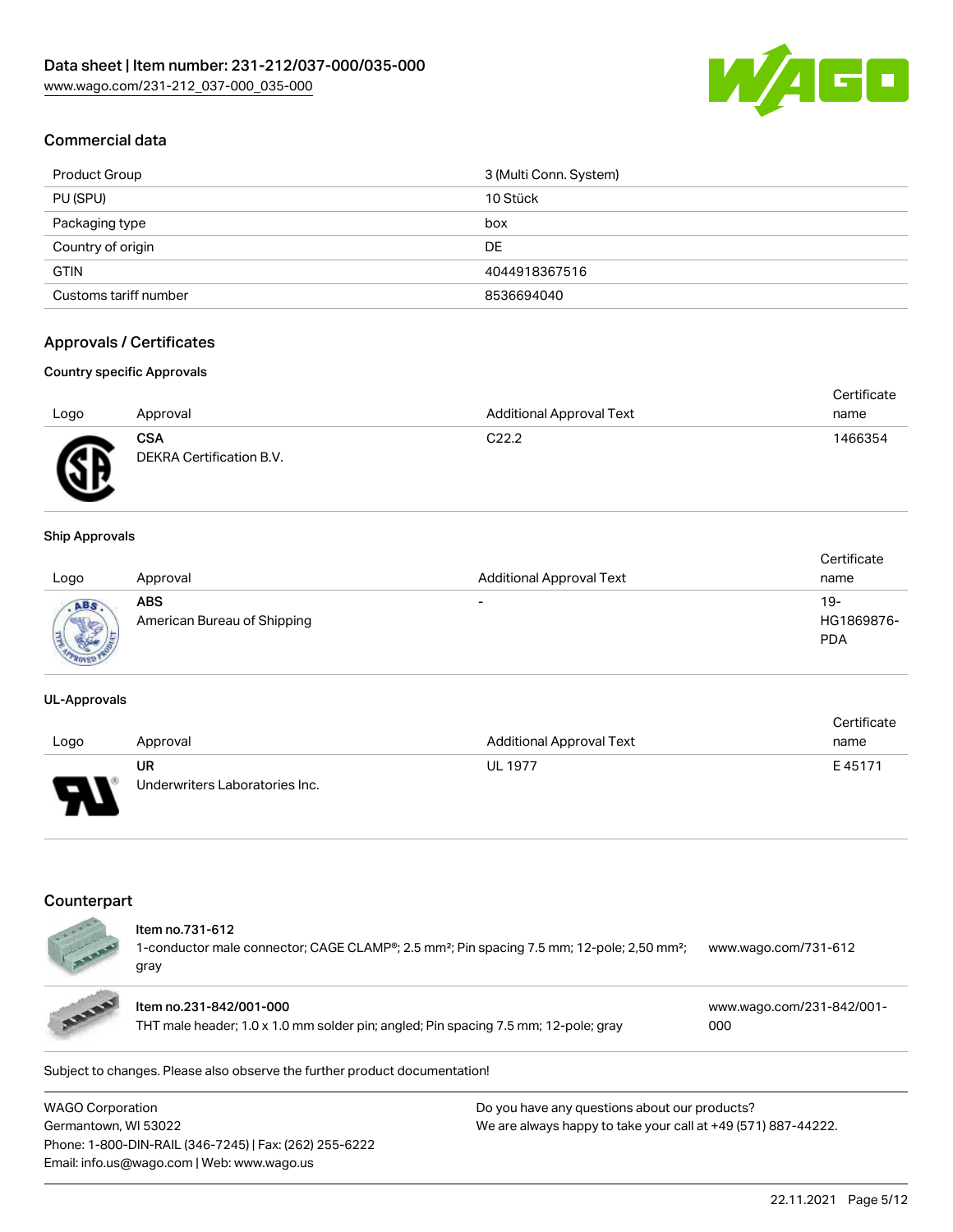## Commercial data

| | |
|---|---|
| Product Group | 3 (Multi Conn. System) |
| PU (SPU) | 10 Stück |
| Packaging type | box |
| Country of origin | DE |
| GTIN | 4044918367516 |
| Customs tariff number | 8536694040 |

## Approvals / Certificates

### Country specific Approvals

| Logo | Approval | Additional Approval Text | Certificate name |
|---|---|---|---|
| | **CSA** DEKRA Certification B.V. | C22.2 | 1466354 |

### Ship Approvals

| Logo | Approval | Additional Approval Text | Certificate name |
|---|---|---|---|
| | **ABS** American Bureau of Shipping | - | 19-HG1869876-PDA |

### UL-Approvals

| Logo | Approval | Additional Approval Text | Certificate name |
|---|---|---|---|
| | **UR** Underwriters Laboratories Inc. | UL 1977 | E 45171 |

## Counterpart

| | | |
|---|---|---|
| | **Item no.731-612** 1-conductor male connector; CAGE CLAMP®; 2.5 mm²; Pin spacing 7.5 mm; 12-pole; 2,50 mm²; gray | www.wago.com/731-612 |
| | **Item no.231-842/001-000** THT male header; 1.0 x 1.0 mm solder pin; angled; Pin spacing 7.5 mm; 12-pole; gray | www.wago.com/231-842/001-000 |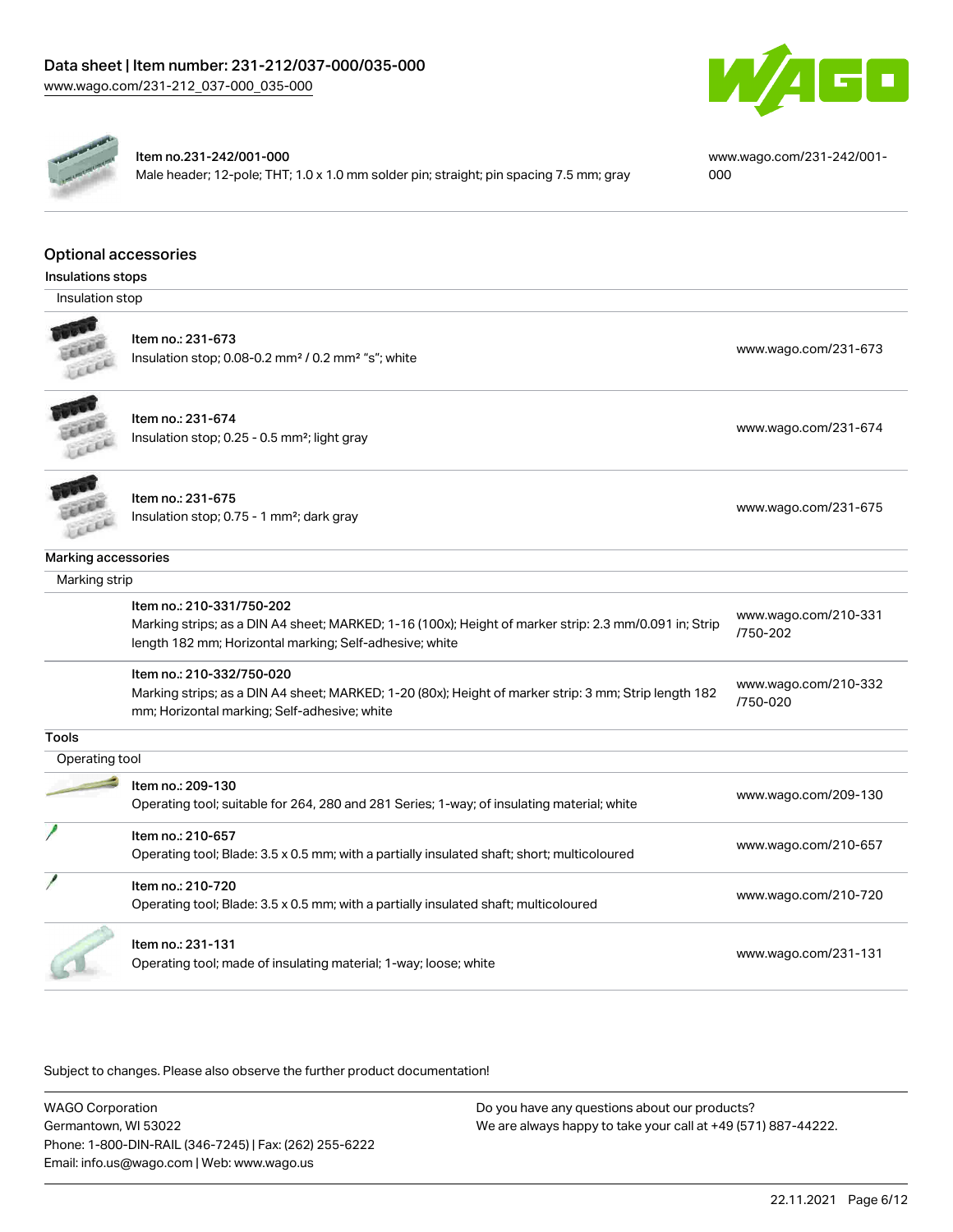| Item no.231-242/001-000<br>Male header; 12-pole; THT; 1.0 x 1.0 mm solder pin; straight; pin spacing 7.5 mm; gray | www.wago.com/231-242/001-000 |
|---|---|

## Optional accessories

### Insulations stops

| Insulation stop | |
|---|---|
| Item no.: 231-673<br>Insulation stop; 0.08-0.2 mm² / 0.2 mm² "s"; white | www.wago.com/231-673 |
| Item no.: 231-674<br>Insulation stop; 0.25 - 0.5 mm²; light gray | www.wago.com/231-674 |
| Item no.: 231-675<br>Insulation stop; 0.75 - 1 mm²; dark gray | www.wago.com/231-675 |

### Marking accessories

| Marking strip | |
|---|---|
| Item no.: 210-331/750-202<br>Marking strips; as a DIN A4 sheet; MARKED; 1-16 (100x); Height of marker strip: 2.3 mm/0.091 in; Strip length 182 mm; Horizontal marking; Self-adhesive; white | www.wago.com/210-331/750-202 |
| Item no.: 210-332/750-020<br>Marking strips; as a DIN A4 sheet; MARKED; 1-20 (80x); Height of marker strip: 3 mm; Strip length 182 mm; Horizontal marking; Self-adhesive; white | www.wago.com/210-332/750-020 |

### Tools

| Operating tool | |
|---|---|
| Item no.: 209-130<br>Operating tool; suitable for 264, 280 and 281 Series; 1-way; of insulating material; white | www.wago.com/209-130 |
| Item no.: 210-657<br>Operating tool; Blade: 3.5 x 0.5 mm; with a partially insulated shaft; short; multicoloured | www.wago.com/210-657 |
| Item no.: 210-720<br>Operating tool; Blade: 3.5 x 0.5 mm; with a partially insulated shaft; multicoloured | www.wago.com/210-720 |
| Item no.: 231-131<br>Operating tool; made of insulating material; 1-way; loose; white | www.wago.com/231-131 |

Subject to changes. Please also observe the further product documentation!

WAGO Corporation
Germantown, WI 53022
Phone: 1-800-DIN-RAIL (346-7245) | Fax: (262) 255-6222
Email: info.us@wago.com | Web: www.wago.us

Do you have any questions about our products?
We are always happy to take your call at +49 (571) 887-44222.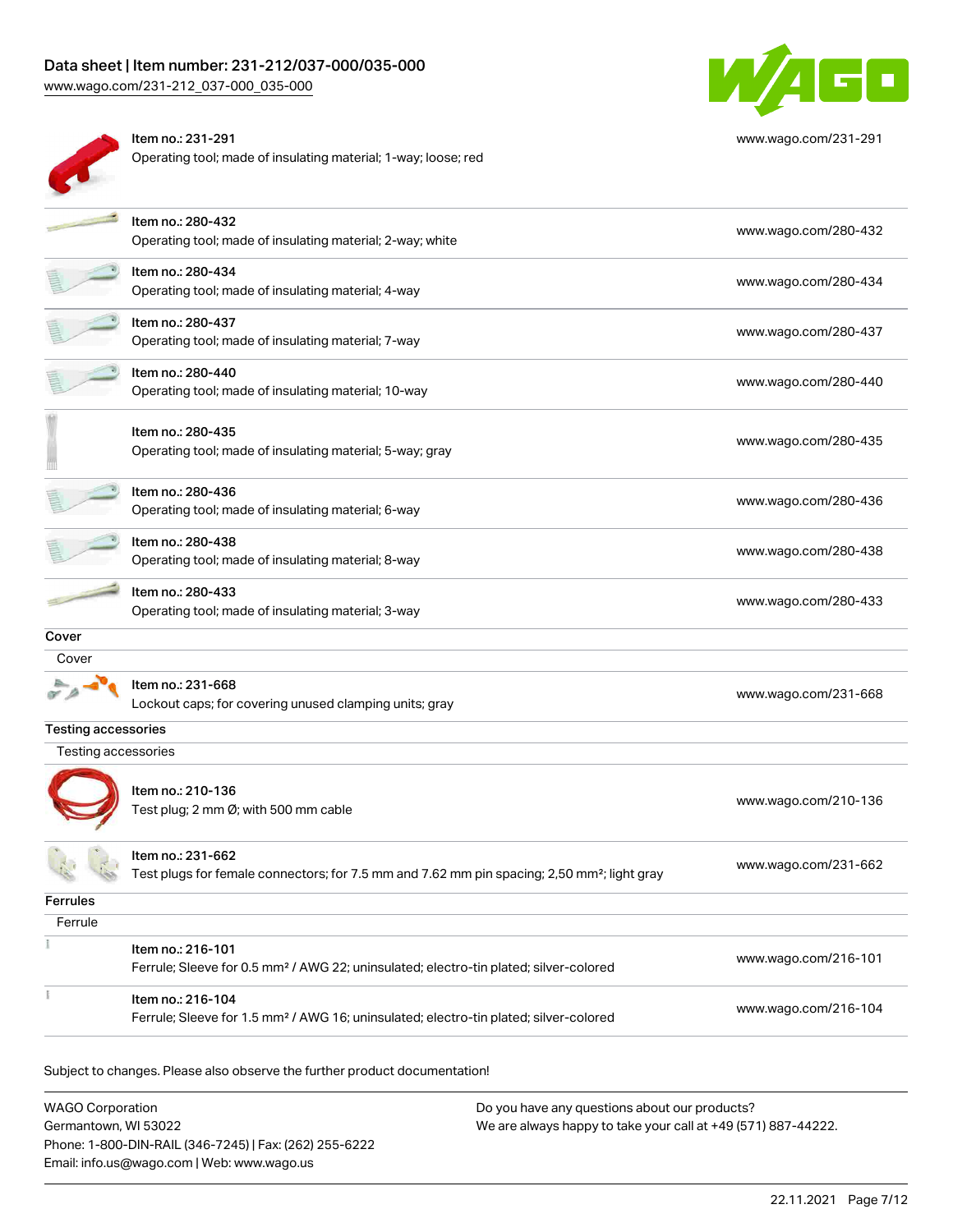| | | |
|---|---|---|
| | Item no.: 231-291<br>Operating tool; made of insulating material; 1-way; loose; red | www.wago.com/231-291 |
| | Item no.: 280-432<br>Operating tool; made of insulating material; 2-way; white | www.wago.com/280-432 |
| | Item no.: 280-434<br>Operating tool; made of insulating material; 4-way | www.wago.com/280-434 |
| | Item no.: 280-437<br>Operating tool; made of insulating material; 7-way | www.wago.com/280-437 |
| | Item no.: 280-440<br>Operating tool; made of insulating material; 10-way | www.wago.com/280-440 |
| | Item no.: 280-435<br>Operating tool; made of insulating material; 5-way; gray | www.wago.com/280-435 |
| | Item no.: 280-436<br>Operating tool; made of insulating material; 6-way | www.wago.com/280-436 |
| | Item no.: 280-438<br>Operating tool; made of insulating material; 8-way | www.wago.com/280-438 |
| | Item no.: 280-433<br>Operating tool; made of insulating material; 3-way | www.wago.com/280-433 |

**Cover**

Cover

| | | |
|---|---|---|
| | Item no.: 231-668<br>Lockout caps; for covering unused clamping units; gray | www.wago.com/231-668 |

**Testing accessories**

Testing accessories

| | | |
|---|---|---|
| | Item no.: 210-136<br>Test plug; 2 mm Ø; with 500 mm cable | www.wago.com/210-136 |
| | Item no.: 231-662<br>Test plugs for female connectors; for 7.5 mm and 7.62 mm pin spacing; 2,50 mm²; light gray | www.wago.com/231-662 |

**Ferrules**

Ferrule

| | | |
|---|---|---|
| | Item no.: 216-101<br>Ferrule; Sleeve for 0.5 mm² / AWG 22; uninsulated; electro-tin plated; silver-colored | www.wago.com/216-101 |
| | Item no.: 216-104<br>Ferrule; Sleeve for 1.5 mm² / AWG 16; uninsulated; electro-tin plated; silver-colored | www.wago.com/216-104 |

Subject to changes. Please also observe the further product documentation!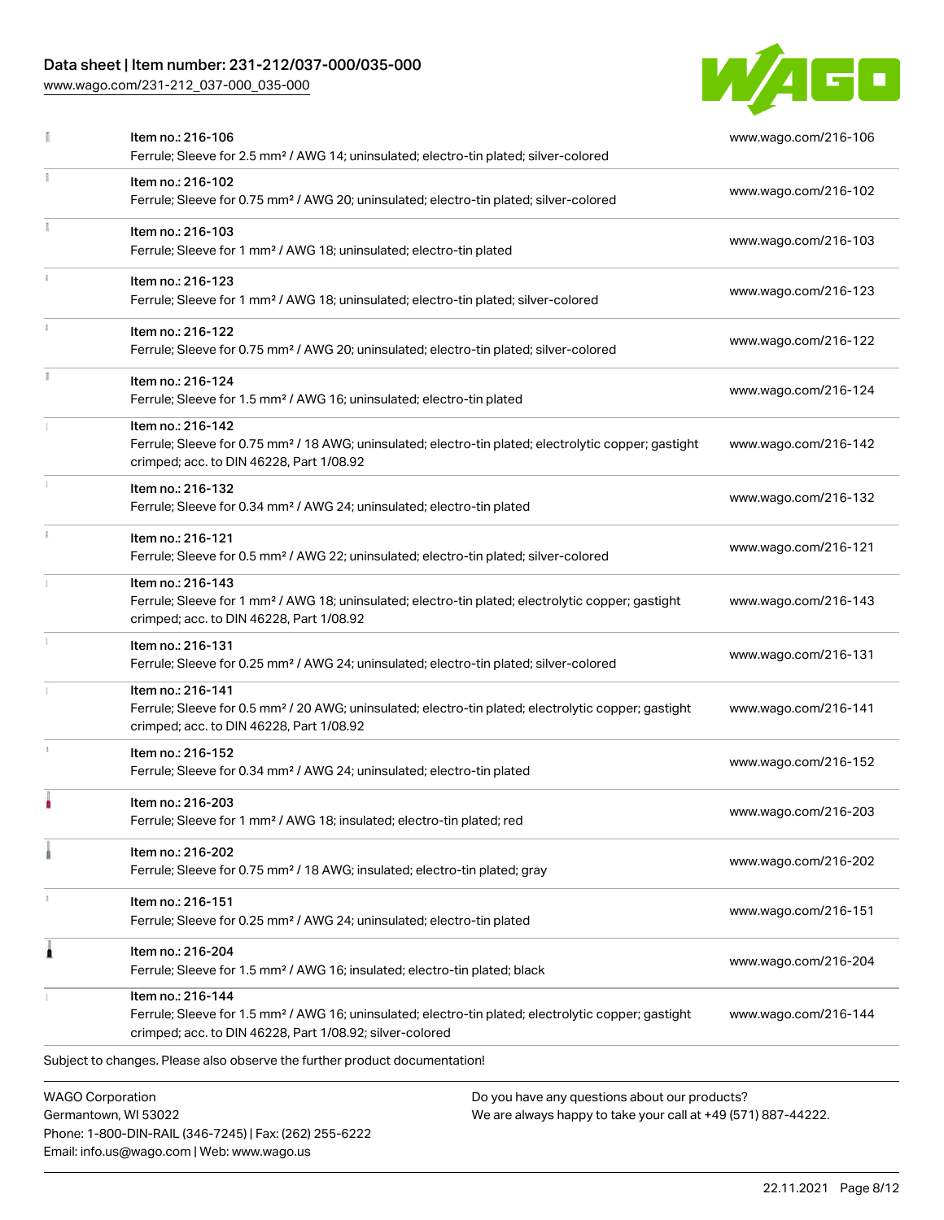| | | |
|---|---|---|
| | Item no.: 216-106<br>Ferrule; Sleeve for 2.5 mm² / AWG 14; uninsulated; electro-tin plated; silver-colored | www.wago.com/216-106 |
| | Item no.: 216-102<br>Ferrule; Sleeve for 0.75 mm² / AWG 20; uninsulated; electro-tin plated; silver-colored | www.wago.com/216-102 |
| | Item no.: 216-103<br>Ferrule; Sleeve for 1 mm² / AWG 18; uninsulated; electro-tin plated | www.wago.com/216-103 |
| | Item no.: 216-123<br>Ferrule; Sleeve for 1 mm² / AWG 18; uninsulated; electro-tin plated; silver-colored | www.wago.com/216-123 |
| | Item no.: 216-122<br>Ferrule; Sleeve for 0.75 mm² / AWG 20; uninsulated; electro-tin plated; silver-colored | www.wago.com/216-122 |
| | Item no.: 216-124<br>Ferrule; Sleeve for 1.5 mm² / AWG 16; uninsulated; electro-tin plated | www.wago.com/216-124 |
| | Item no.: 216-142<br>Ferrule; Sleeve for 0.75 mm² / 18 AWG; uninsulated; electro-tin plated; electrolytic copper; gastight crimped; acc. to DIN 46228, Part 1/08.92 | www.wago.com/216-142 |
| | Item no.: 216-132<br>Ferrule; Sleeve for 0.34 mm² / AWG 24; uninsulated; electro-tin plated | www.wago.com/216-132 |
| | Item no.: 216-121<br>Ferrule; Sleeve for 0.5 mm² / AWG 22; uninsulated; electro-tin plated; silver-colored | www.wago.com/216-121 |
| | Item no.: 216-143<br>Ferrule; Sleeve for 1 mm² / AWG 18; uninsulated; electro-tin plated; electrolytic copper; gastight crimped; acc. to DIN 46228, Part 1/08.92 | www.wago.com/216-143 |
| | Item no.: 216-131<br>Ferrule; Sleeve for 0.25 mm² / AWG 24; uninsulated; electro-tin plated; silver-colored | www.wago.com/216-131 |
| | Item no.: 216-141<br>Ferrule; Sleeve for 0.5 mm² / 20 AWG; uninsulated; electro-tin plated; electrolytic copper; gastight crimped; acc. to DIN 46228, Part 1/08.92 | www.wago.com/216-141 |
| | Item no.: 216-152<br>Ferrule; Sleeve for 0.34 mm² / AWG 24; uninsulated; electro-tin plated | www.wago.com/216-152 |
| | Item no.: 216-203<br>Ferrule; Sleeve for 1 mm² / AWG 18; insulated; electro-tin plated; red | www.wago.com/216-203 |
| | Item no.: 216-202<br>Ferrule; Sleeve for 0.75 mm² / 18 AWG; insulated; electro-tin plated; gray | www.wago.com/216-202 |
| | Item no.: 216-151<br>Ferrule; Sleeve for 0.25 mm² / AWG 24; uninsulated; electro-tin plated | www.wago.com/216-151 |
| | Item no.: 216-204<br>Ferrule; Sleeve for 1.5 mm² / AWG 16; insulated; electro-tin plated; black | www.wago.com/216-204 |
| | Item no.: 216-144<br>Ferrule; Sleeve for 1.5 mm² / AWG 16; uninsulated; electro-tin plated; electrolytic copper; gastight crimped; acc. to DIN 46228, Part 1/08.92; silver-colored | www.wago.com/216-144 |

Subject to changes. Please also observe the further product documentation!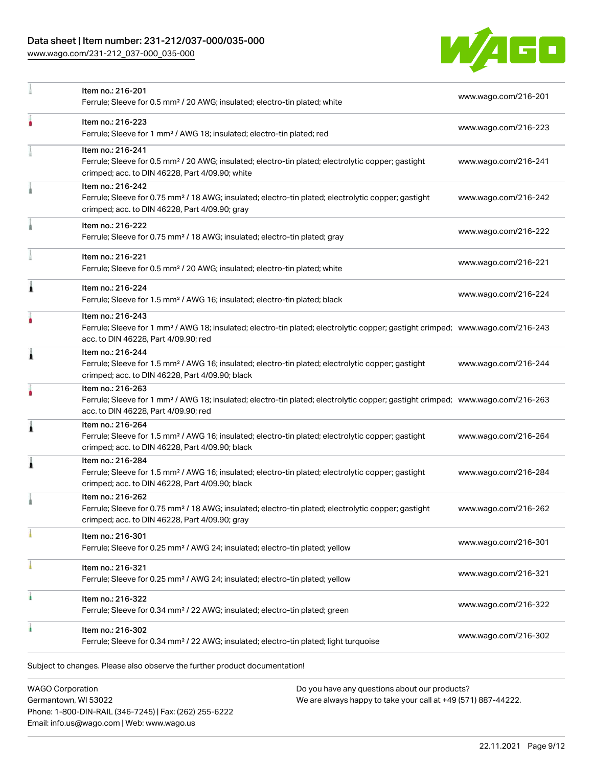| Item | Description | Link |
| --- | --- | --- |
| Item no.: 216-201 | Ferrule; Sleeve for 0.5 mm² / 20 AWG; insulated; electro-tin plated; white | www.wago.com/216-201 |
| Item no.: 216-223 | Ferrule; Sleeve for 1 mm² / AWG 18; insulated; electro-tin plated; red | www.wago.com/216-223 |
| Item no.: 216-241 | Ferrule; Sleeve for 0.5 mm² / 20 AWG; insulated; electro-tin plated; electrolytic copper; gastight crimped; acc. to DIN 46228, Part 4/09.90; white | www.wago.com/216-241 |
| Item no.: 216-242 | Ferrule; Sleeve for 0.75 mm² / 18 AWG; insulated; electro-tin plated; electrolytic copper; gastight crimped; acc. to DIN 46228, Part 4/09.90; gray | www.wago.com/216-242 |
| Item no.: 216-222 | Ferrule; Sleeve for 0.75 mm² / 18 AWG; insulated; electro-tin plated; gray | www.wago.com/216-222 |
| Item no.: 216-221 | Ferrule; Sleeve for 0.5 mm² / 20 AWG; insulated; electro-tin plated; white | www.wago.com/216-221 |
| Item no.: 216-224 | Ferrule; Sleeve for 1.5 mm² / AWG 16; insulated; electro-tin plated; black | www.wago.com/216-224 |
| Item no.: 216-243 | Ferrule; Sleeve for 1 mm² / AWG 18; insulated; electro-tin plated; electrolytic copper; gastight crimped; acc. to DIN 46228, Part 4/09.90; red | www.wago.com/216-243 |
| Item no.: 216-244 | Ferrule; Sleeve for 1.5 mm² / AWG 16; insulated; electro-tin plated; electrolytic copper; gastight crimped; acc. to DIN 46228, Part 4/09.90; black | www.wago.com/216-244 |
| Item no.: 216-263 | Ferrule; Sleeve for 1 mm² / AWG 18; insulated; electro-tin plated; electrolytic copper; gastight crimped; acc. to DIN 46228, Part 4/09.90; red | www.wago.com/216-263 |
| Item no.: 216-264 | Ferrule; Sleeve for 1.5 mm² / AWG 16; insulated; electro-tin plated; electrolytic copper; gastight crimped; acc. to DIN 46228, Part 4/09.90; black | www.wago.com/216-264 |
| Item no.: 216-284 | Ferrule; Sleeve for 1.5 mm² / AWG 16; insulated; electro-tin plated; electrolytic copper; gastight crimped; acc. to DIN 46228, Part 4/09.90; black | www.wago.com/216-284 |
| Item no.: 216-262 | Ferrule; Sleeve for 0.75 mm² / 18 AWG; insulated; electro-tin plated; electrolytic copper; gastight crimped; acc. to DIN 46228, Part 4/09.90; gray | www.wago.com/216-262 |
| Item no.: 216-301 | Ferrule; Sleeve for 0.25 mm² / AWG 24; insulated; electro-tin plated; yellow | www.wago.com/216-301 |
| Item no.: 216-321 | Ferrule; Sleeve for 0.25 mm² / AWG 24; insulated; electro-tin plated; yellow | www.wago.com/216-321 |
| Item no.: 216-322 | Ferrule; Sleeve for 0.34 mm² / 22 AWG; insulated; electro-tin plated; green | www.wago.com/216-322 |
| Item no.: 216-302 | Ferrule; Sleeve for 0.34 mm² / 22 AWG; insulated; electro-tin plated; light turquoise | www.wago.com/216-302 |

Subject to changes. Please also observe the further product documentation!

WAGO Corporation
Germantown, WI 53022
Phone: 1-800-DIN-RAIL (346-7245) | Fax: (262) 255-6222
Email: info.us@wago.com | Web: www.wago.us

Do you have any questions about our products?
We are always happy to take your call at +49 (571) 887-44222.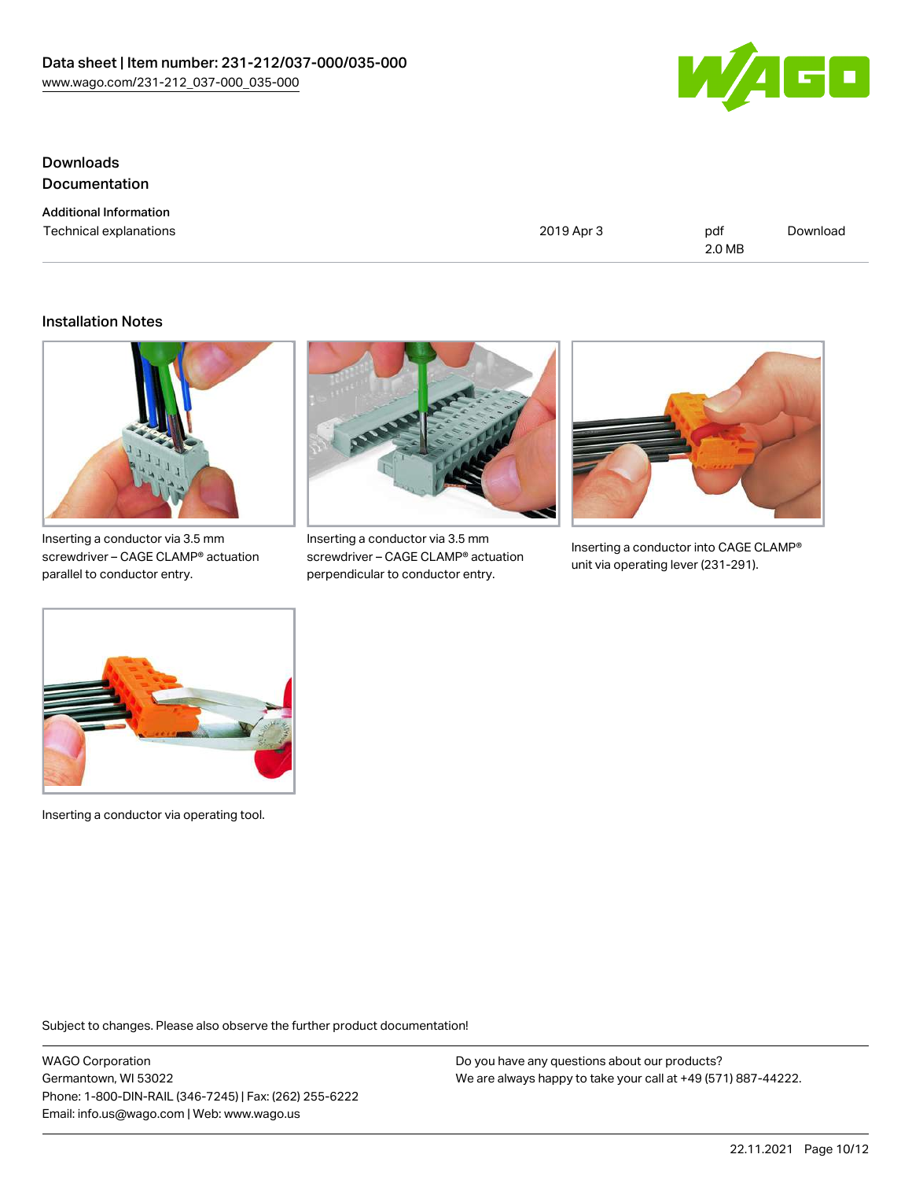## Downloads

### Documentation

#### Additional Information

| Technical explanations | 2019 Apr 3 | pdf 2.0 MB | Download |
| --- | --- | --- | --- |

### Installation Notes

Inserting a conductor via 3.5 mm screwdriver – CAGE CLAMP® actuation parallel to conductor entry.

Inserting a conductor via 3.5 mm screwdriver – CAGE CLAMP® actuation perpendicular to conductor entry.

Inserting a conductor into CAGE CLAMP® unit via operating lever (231-291).

Inserting a conductor via operating tool.

Subject to changes. Please also observe the further product documentation!

WAGO Corporation
Germantown, WI 53022
Phone: 1-800-DIN-RAIL (346-7245) | Fax: (262) 255-6222
Email: info.us@wago.com | Web: www.wago.us

Do you have any questions about our products?
We are always happy to take your call at +49 (571) 887-44222.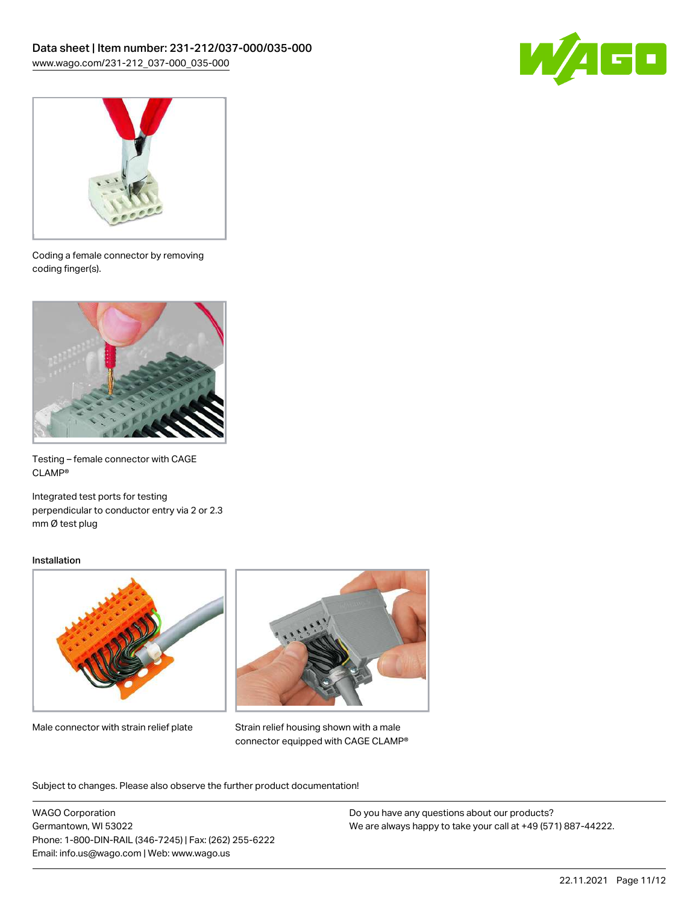Coding a female connector by removing coding finger(s).

Testing – female connector with CAGE CLAMP®

Integrated test ports for testing perpendicular to conductor entry via 2 or 2.3 mm Ø test plug

Installation

Male connector with strain relief plate

Strain relief housing shown with a male connector equipped with CAGE CLAMP®

Subject to changes. Please also observe the further product documentation!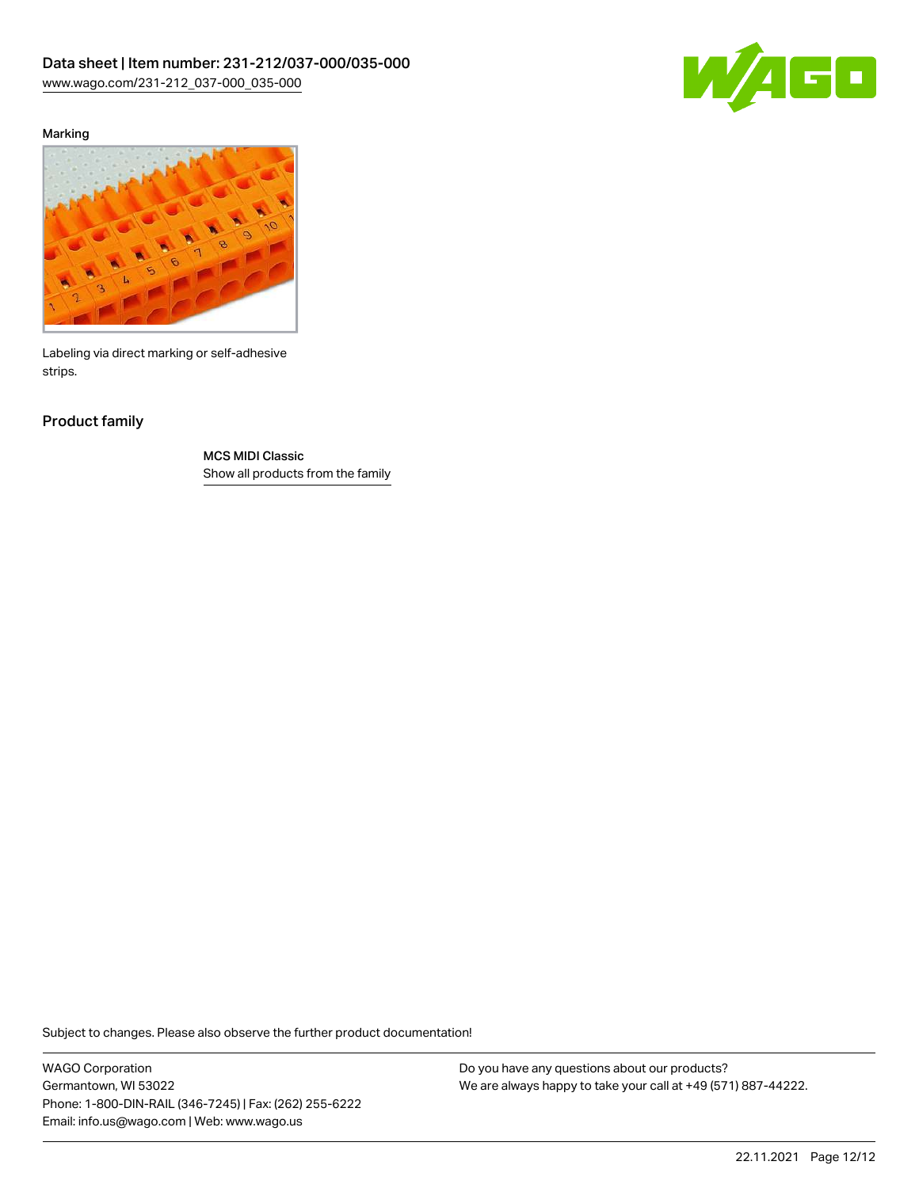Marking

Labeling via direct marking or self-adhesive strips.

## Product family

MCS MIDI Classic
Show all products from the family

Subject to changes. Please also observe the further product documentation!

WAGO Corporation
Germantown, WI 53022
Phone: 1-800-DIN-RAIL (346-7245) | Fax: (262) 255-6222
Email: info.us@wago.com | Web: www.wago.us

Do you have any questions about our products?
We are always happy to take your call at +49 (571) 887-44222.